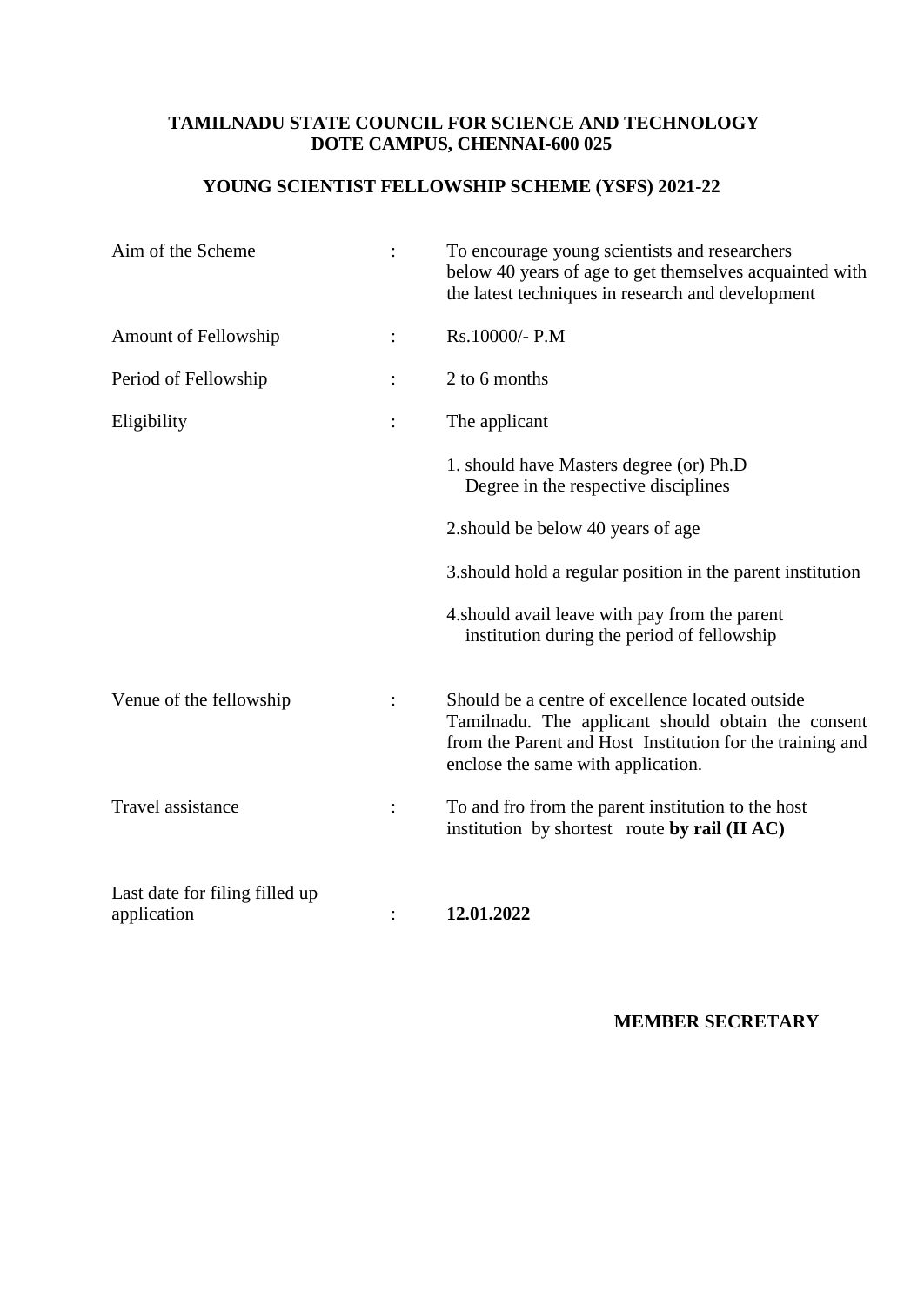**TAMILNADU STATE COUNCIL FOR SCIENCE AND TECHNOLOGY**
**DOTE CAMPUS, CHENNAI-600 025**

## YOUNG SCIENTIST FELLOWSHIP SCHEME (YSFS) 2021-22

| | | |
|---|---|---|
| Aim of the Scheme | : | To encourage young scientists and researchers below 40 years of age to get themselves acquainted with the latest techniques in research and development |
| Amount of Fellowship | : | Rs.10000/- P.M |
| Period of Fellowship | : | 2 to 6 months |
| Eligibility | : | The applicant<br>1. should have Masters degree (or) Ph.D Degree in the respective disciplines<br>2.should be below 40 years of age<br>3.should hold a regular position in the parent institution<br>4.should avail leave with pay from the parent institution during the period of fellowship |
| Venue of the fellowship | : | Should be a centre of excellence located outside Tamilnadu. The applicant should obtain the consent from the Parent and Host Institution for the training and enclose the same with application. |
| Travel assistance | : | To and fro from the parent institution to the host institution by shortest route **by rail (II AC)** |
| Last date for filing filled up application | : | **12.01.2022** |

**MEMBER SECRETARY**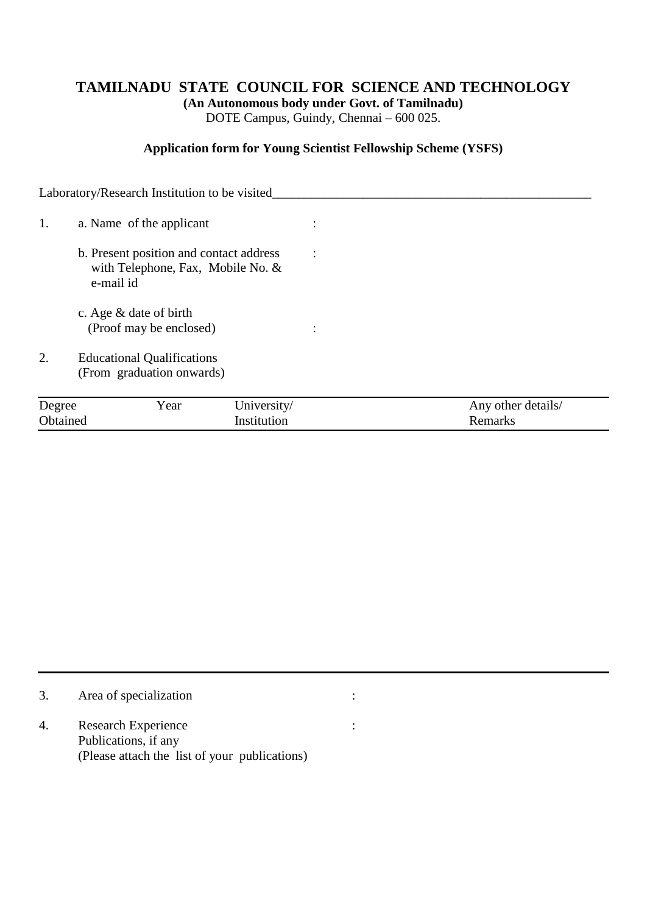# TAMILNADU STATE COUNCIL FOR SCIENCE AND TECHNOLOGY

**(An Autonomous body under Govt. of Tamilnadu)**

DOTE Campus, Guindy, Chennai – 600 025.

## Application form for Young Scientist Fellowship Scheme (YSFS)

Laboratory/Research Institution to be visited___________________________________________________

1. a. Name of the applicant :

   b. Present position and contact address with Telephone, Fax, Mobile No. & e-mail id :

   c. Age & date of birth (Proof may be enclosed) :

2. Educational Qualifications (From graduation onwards)

| Degree Obtained | Year | University/ Institution | Any other details/ Remarks |
|---|---|---|---|
| | | | |

3. Area of specialization :

4. Research Experience :
   Publications, if any
   (Please attach the list of your publications)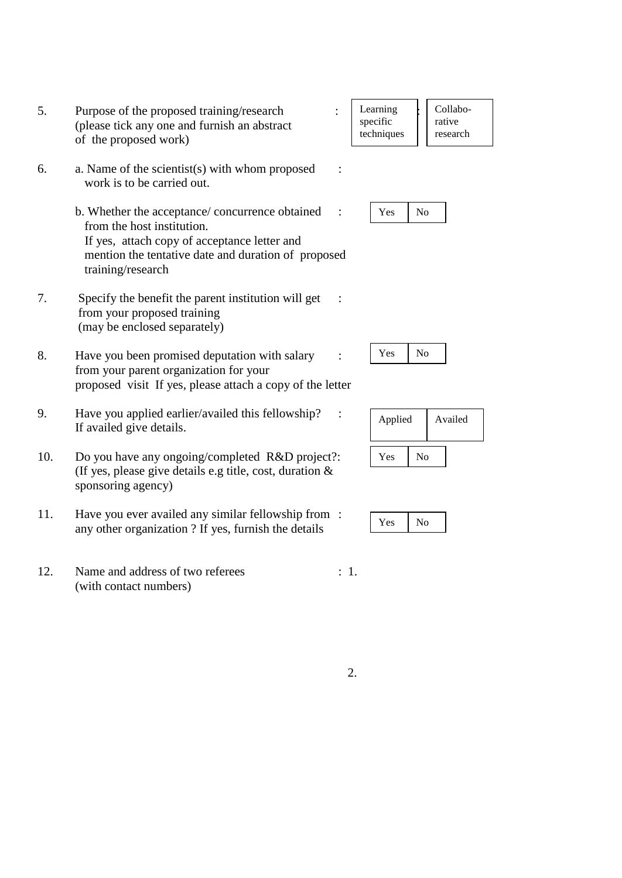5. Purpose of the proposed training/research (please tick any one and furnish an abstract of the proposed work) :

| Learning specific techniques | Collabo-rative research |
|---|---|

6. a. Name of the scientist(s) with whom proposed work is to be carried out. :

   b. Whether the acceptance/ concurrence obtained from the host institution. If yes, attach copy of acceptance letter and mention the tentative date and duration of proposed training/research :

| Yes | No |
|---|---|

7. Specify the benefit the parent institution will get from your proposed training (may be enclosed separately) :

8. Have you been promised deputation with salary from your parent organization for your proposed visit If yes, please attach a copy of the letter :

| Yes | No |
|---|---|

9. Have you applied earlier/availed this fellowship? If availed give details. :

| Applied | Availed |
|---|---|

10. Do you have any ongoing/completed R&D project?: (If yes, please give details e.g title, cost, duration & sponsoring agency)

| Yes | No |
|---|---|

11. Have you ever availed any similar fellowship from any other organization ? If yes, furnish the details :

| Yes | No |
|---|---|

12. Name and address of two referees (with contact numbers) : 1.

2.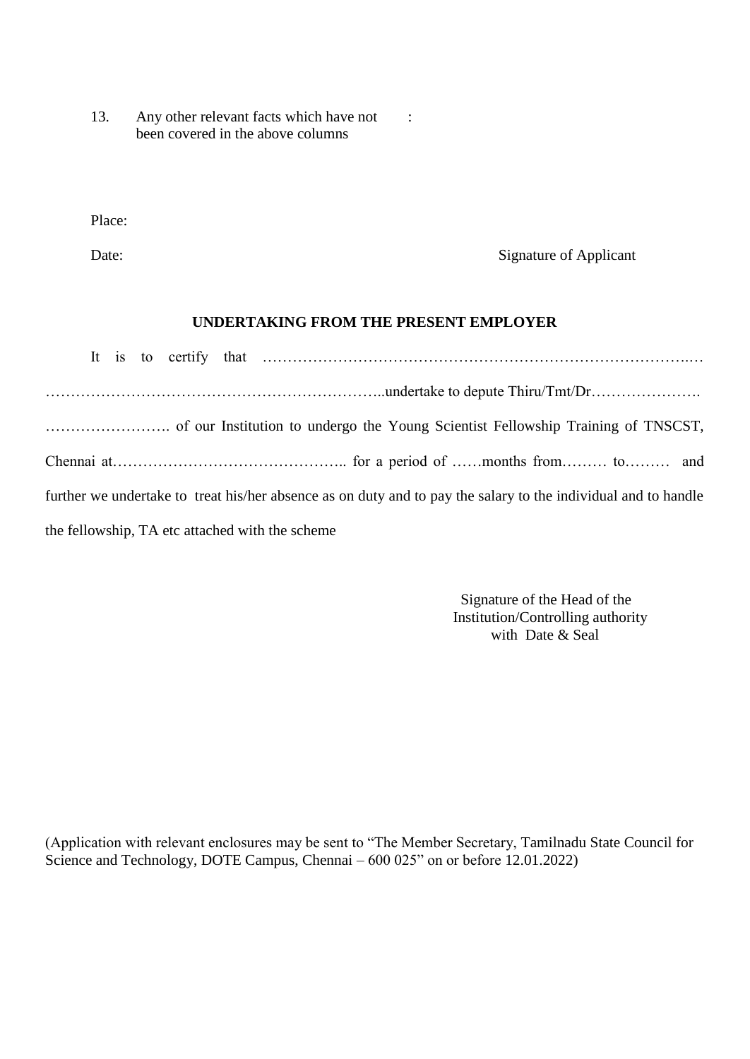13. Any other relevant facts which have not been covered in the above columns :

Place:

Date: Signature of Applicant

## UNDERTAKING FROM THE PRESENT EMPLOYER

It is to certify that ……………………………………………………………………………..……………………………………………………………..undertake to depute Thiru/Tmt/Dr…………………. ……………………. of our Institution to undergo the Young Scientist Fellowship Training of TNSCST, Chennai at……………………………………….. for a period of ……months from……… to……… and further we undertake to treat his/her absence as on duty and to pay the salary to the individual and to handle the fellowship, TA etc attached with the scheme

Signature of the Head of the Institution/Controlling authority with Date & Seal

(Application with relevant enclosures may be sent to "The Member Secretary, Tamilnadu State Council for Science and Technology, DOTE Campus, Chennai – 600 025" on or before 12.01.2022)